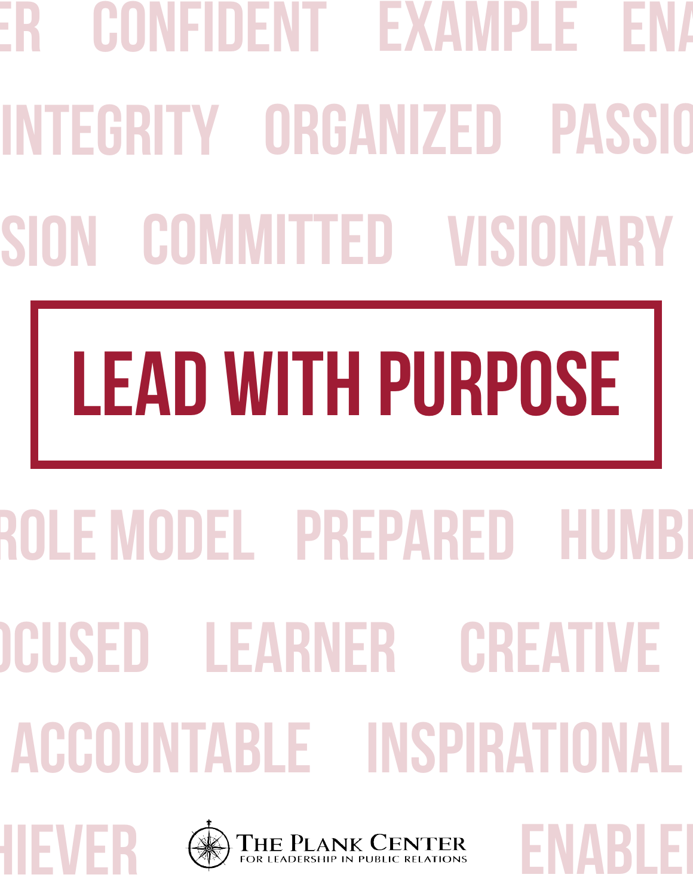ER CONFIDENT EXAMPLE ENA

INTEGRITY ORGANIZED PASSIO

SION COMMITTED VISIONARY

# LEAD WITH PURPOSE

ROLE MODEL PREPARED HUMBL

OCUSED LEARNER CREATIVE

ACCOUNTABLE INSPIRATIONAL

HIEVER ENABLER

THE PLANK CENTER
FOR LEADERSHIP IN PUBLIC RELATIONS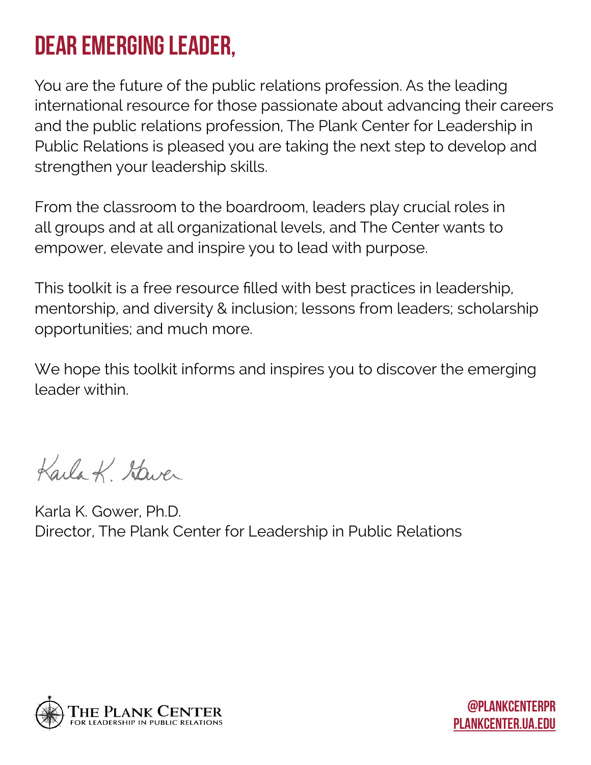# Dear Emerging Leader,

You are the future of the public relations profession. As the leading international resource for those passionate about advancing their careers and the public relations profession, The Plank Center for Leadership in Public Relations is pleased you are taking the next step to develop and strengthen your leadership skills.

From the classroom to the boardroom, leaders play crucial roles in all groups and at all organizational levels, and The Center wants to empower, elevate and inspire you to lead with purpose.

This toolkit is a free resource filled with best practices in leadership, mentorship, and diversity & inclusion; lessons from leaders; scholarship opportunities; and much more.

We hope this toolkit informs and inspires you to discover the emerging leader within.

Karla K. Gower

Karla K. Gower, Ph.D.
Director, The Plank Center for Leadership in Public Relations

The Plank Center
For Leadership in Public Relations

@PLANKCENTERPR
PLANKCENTER.UA.EDU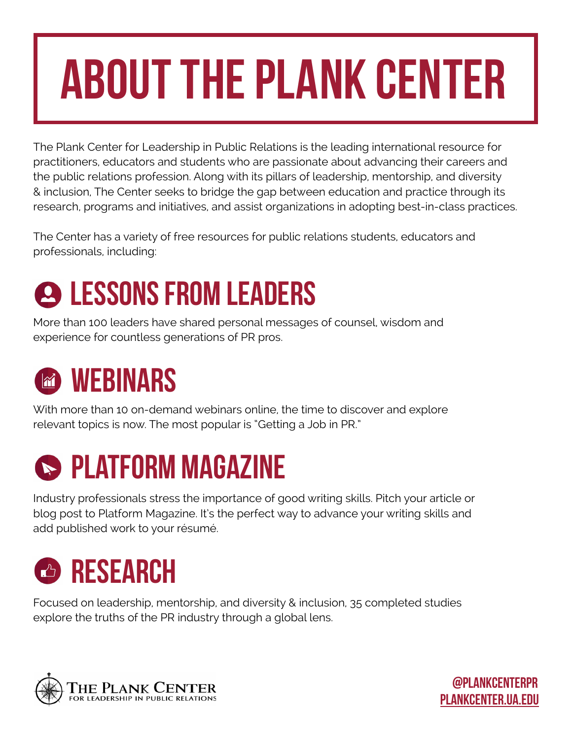# ABOUT THE PLANK CENTER

The Plank Center for Leadership in Public Relations is the leading international resource for practitioners, educators and students who are passionate about advancing their careers and the public relations profession. Along with its pillars of leadership, mentorship, and diversity & inclusion, The Center seeks to bridge the gap between education and practice through its research, programs and initiatives, and assist organizations in adopting best-in-class practices.

The Center has a variety of free resources for public relations students, educators and professionals, including:

## LESSONS FROM LEADERS

More than 100 leaders have shared personal messages of counsel, wisdom and experience for countless generations of PR pros.

## WEBINARS

With more than 10 on-demand webinars online, the time to discover and explore relevant topics is now. The most popular is "Getting a Job in PR."

## PLATFORM MAGAZINE

Industry professionals stress the importance of good writing skills. Pitch your article or blog post to Platform Magazine. It's the perfect way to advance your writing skills and add published work to your résumé.

## RESEARCH

Focused on leadership, mentorship, and diversity & inclusion, 35 completed studies explore the truths of the PR industry through a global lens.

THE PLANK CENTER FOR LEADERSHIP IN PUBLIC RELATIONS

@PLANKCENTERPR
PLANKCENTER.UA.EDU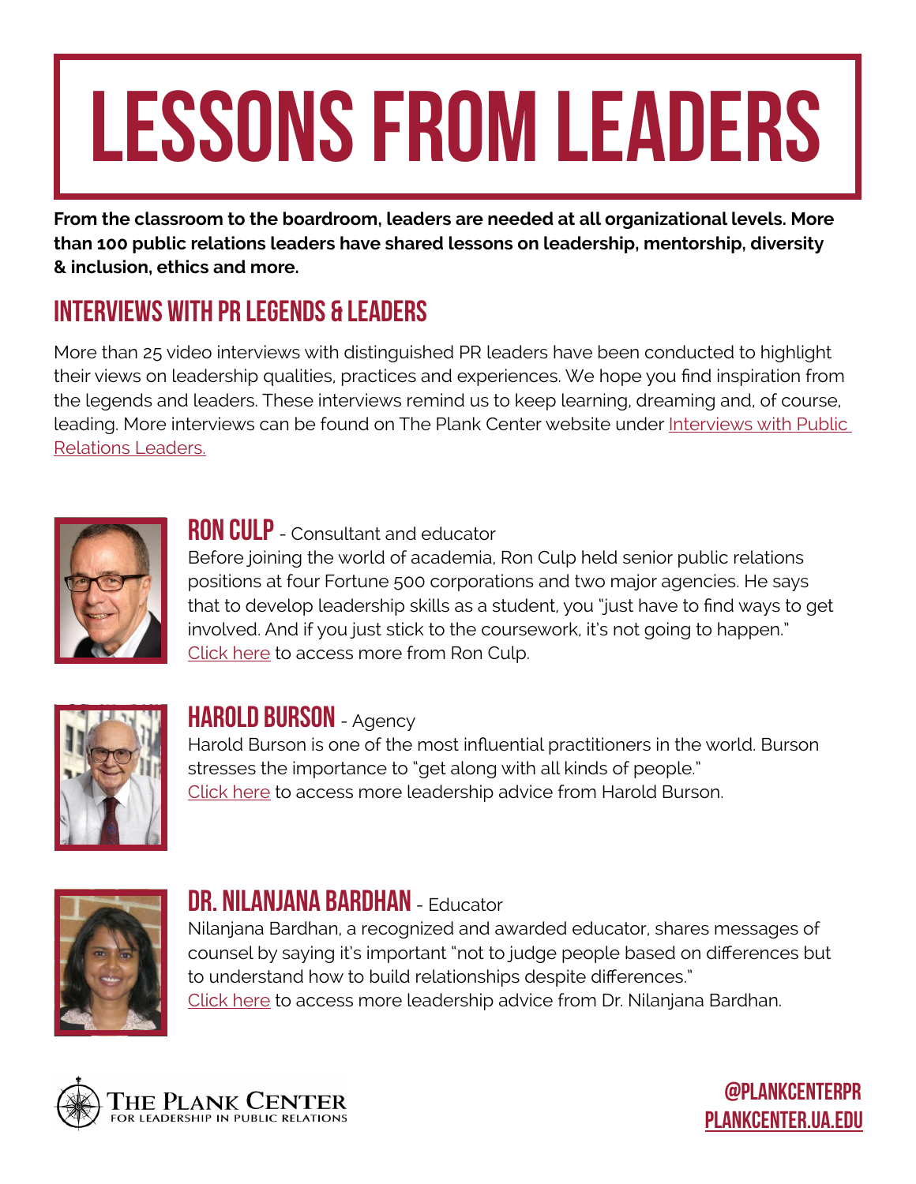# LESSONS FROM LEADERS

**From the classroom to the boardroom, leaders are needed at all organizational levels. More than 100 public relations leaders have shared lessons on leadership, mentorship, diversity & inclusion, ethics and more.**

## INTERVIEWS WITH PR LEGENDS & LEADERS

More than 25 video interviews with distinguished PR leaders have been conducted to highlight their views on leadership qualities, practices and experiences. We hope you find inspiration from the legends and leaders. These interviews remind us to keep learning, dreaming and, of course, leading. More interviews can be found on The Plank Center website under Interviews with Public Relations Leaders.

### RON CULP - Consultant and educator

Before joining the world of academia, Ron Culp held senior public relations positions at four Fortune 500 corporations and two major agencies. He says that to develop leadership skills as a student, you "just have to find ways to get involved. And if you just stick to the coursework, it's not going to happen." Click here to access more from Ron Culp.

### HAROLD BURSON - Agency

Harold Burson is one of the most influential practitioners in the world. Burson stresses the importance to "get along with all kinds of people." Click here to access more leadership advice from Harold Burson.

### DR. NILANJANA BARDHAN - Educator

Nilanjana Bardhan, a recognized and awarded educator, shares messages of counsel by saying it's important "not to judge people based on differences but to understand how to build relationships despite differences." Click here to access more leadership advice from Dr. Nilanjana Bardhan.

THE PLANK CENTER FOR LEADERSHIP IN PUBLIC RELATIONS

@PLANKCENTERPR
PLANKCENTER.UA.EDU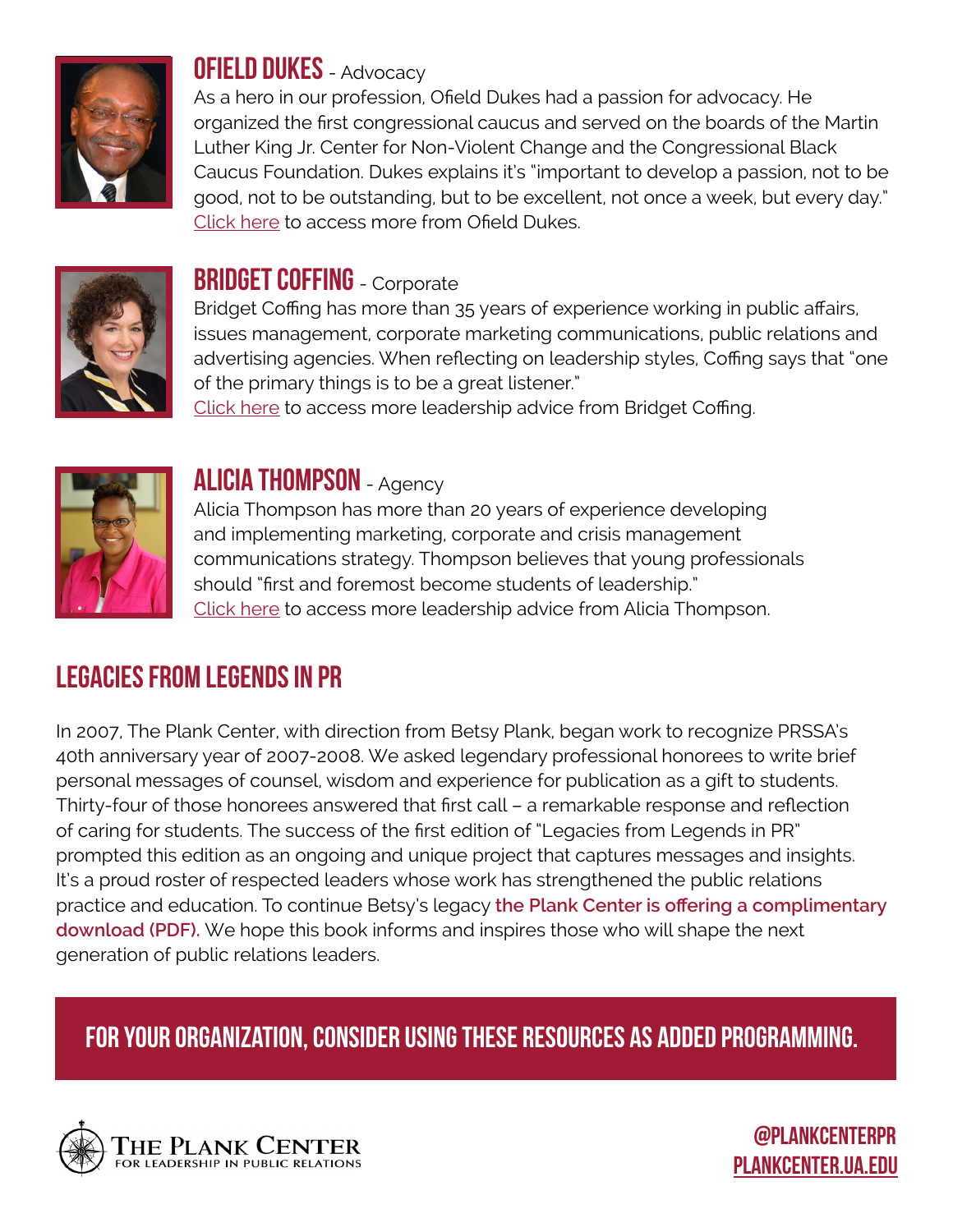## OFIELD DUKES - Advocacy

As a hero in our profession, Ofield Dukes had a passion for advocacy. He organized the first congressional caucus and served on the boards of the Martin Luther King Jr. Center for Non-Violent Change and the Congressional Black Caucus Foundation. Dukes explains it's "important to develop a passion, not to be good, not to be outstanding, but to be excellent, not once a week, but every day." Click here to access more from Ofield Dukes.

## BRIDGET COFFING - Corporate

Bridget Coffing has more than 35 years of experience working in public affairs, issues management, corporate marketing communications, public relations and advertising agencies. When reflecting on leadership styles, Coffing says that "one of the primary things is to be a great listener."
Click here to access more leadership advice from Bridget Coffing.

## ALICIA THOMPSON - Agency

Alicia Thompson has more than 20 years of experience developing and implementing marketing, corporate and crisis management communications strategy. Thompson believes that young professionals should "first and foremost become students of leadership."
Click here to access more leadership advice from Alicia Thompson.

## LEGACIES FROM LEGENDS IN PR

In 2007, The Plank Center, with direction from Betsy Plank, began work to recognize PRSSA's 40th anniversary year of 2007-2008. We asked legendary professional honorees to write brief personal messages of counsel, wisdom and experience for publication as a gift to students. Thirty-four of those honorees answered that first call – a remarkable response and reflection of caring for students. The success of the first edition of "Legacies from Legends in PR" prompted this edition as an ongoing and unique project that captures messages and insights. It's a proud roster of respected leaders whose work has strengthened the public relations practice and education. To continue Betsy's legacy **the Plank Center is offering a complimentary download (PDF).** We hope this book informs and inspires those who will shape the next generation of public relations leaders.

**FOR YOUR ORGANIZATION, CONSIDER USING THESE RESOURCES AS ADDED PROGRAMMING.**

THE PLANK CENTER FOR LEADERSHIP IN PUBLIC RELATIONS

@PLANKCENTERPR
PLANKCENTER.UA.EDU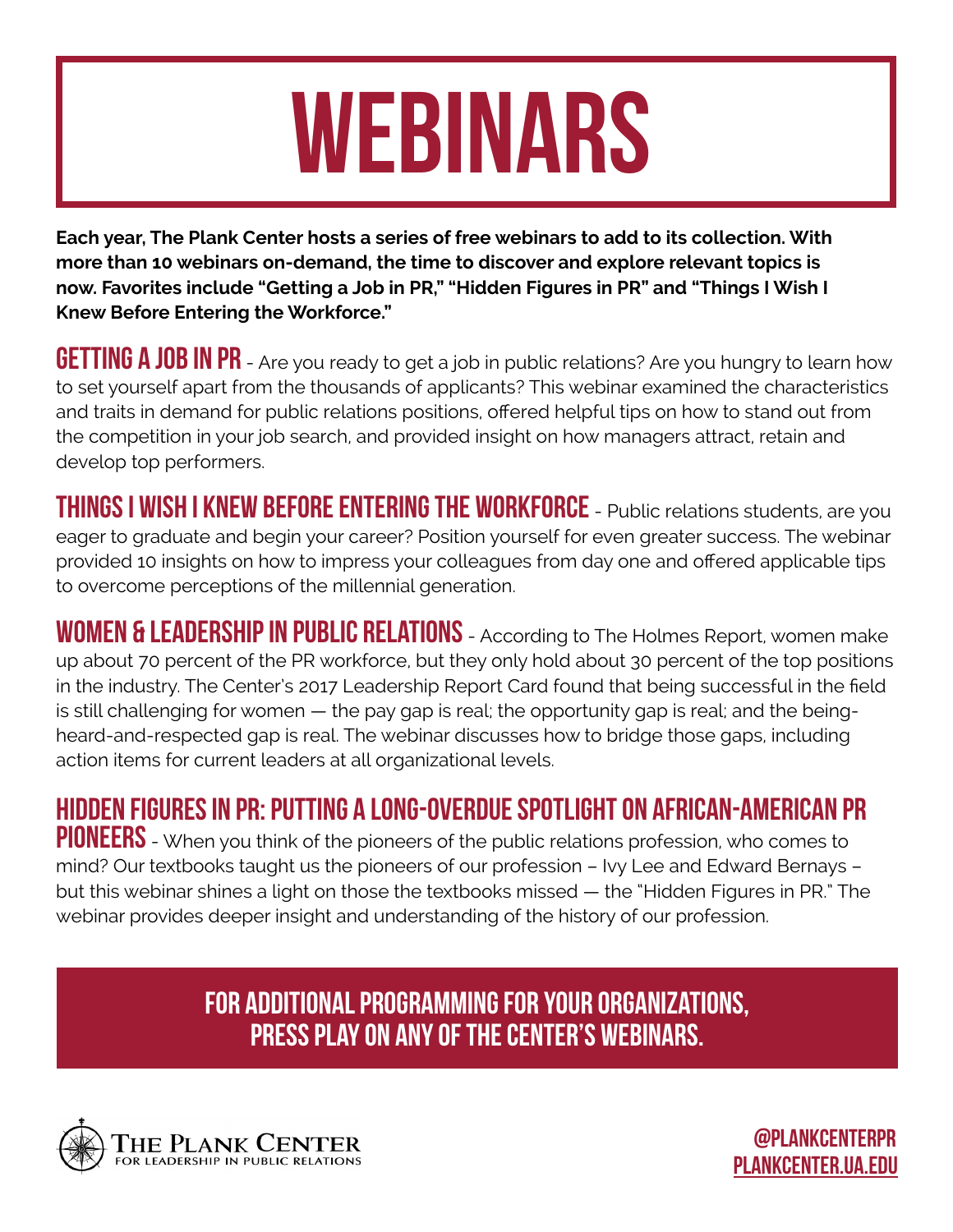# WEBINARS

**Each year, The Plank Center hosts a series of free webinars to add to its collection. With more than 10 webinars on-demand, the time to discover and explore relevant topics is now. Favorites include "Getting a Job in PR," "Hidden Figures in PR" and "Things I Wish I Knew Before Entering the Workforce."**

**GETTING A JOB IN PR** - Are you ready to get a job in public relations? Are you hungry to learn how to set yourself apart from the thousands of applicants? This webinar examined the characteristics and traits in demand for public relations positions, offered helpful tips on how to stand out from the competition in your job search, and provided insight on how managers attract, retain and develop top performers.

**THINGS I WISH I KNEW BEFORE ENTERING THE WORKFORCE** - Public relations students, are you eager to graduate and begin your career? Position yourself for even greater success. The webinar provided 10 insights on how to impress your colleagues from day one and offered applicable tips to overcome perceptions of the millennial generation.

**WOMEN & LEADERSHIP IN PUBLIC RELATIONS** - According to The Holmes Report, women make up about 70 percent of the PR workforce, but they only hold about 30 percent of the top positions in the industry. The Center's 2017 Leadership Report Card found that being successful in the field is still challenging for women — the pay gap is real; the opportunity gap is real; and the being-heard-and-respected gap is real. The webinar discusses how to bridge those gaps, including action items for current leaders at all organizational levels.

**HIDDEN FIGURES IN PR: PUTTING A LONG-OVERDUE SPOTLIGHT ON AFRICAN-AMERICAN PR PIONEERS** - When you think of the pioneers of the public relations profession, who comes to mind? Our textbooks taught us the pioneers of our profession – Ivy Lee and Edward Bernays – but this webinar shines a light on those the textbooks missed — the "Hidden Figures in PR." The webinar provides deeper insight and understanding of the history of our profession.

**FOR ADDITIONAL PROGRAMMING FOR YOUR ORGANIZATIONS, PRESS PLAY ON ANY OF THE CENTER'S WEBINARS.**

THE PLANK CENTER
FOR LEADERSHIP IN PUBLIC RELATIONS

@PLANKCENTERPR
PLANKCENTER.UA.EDU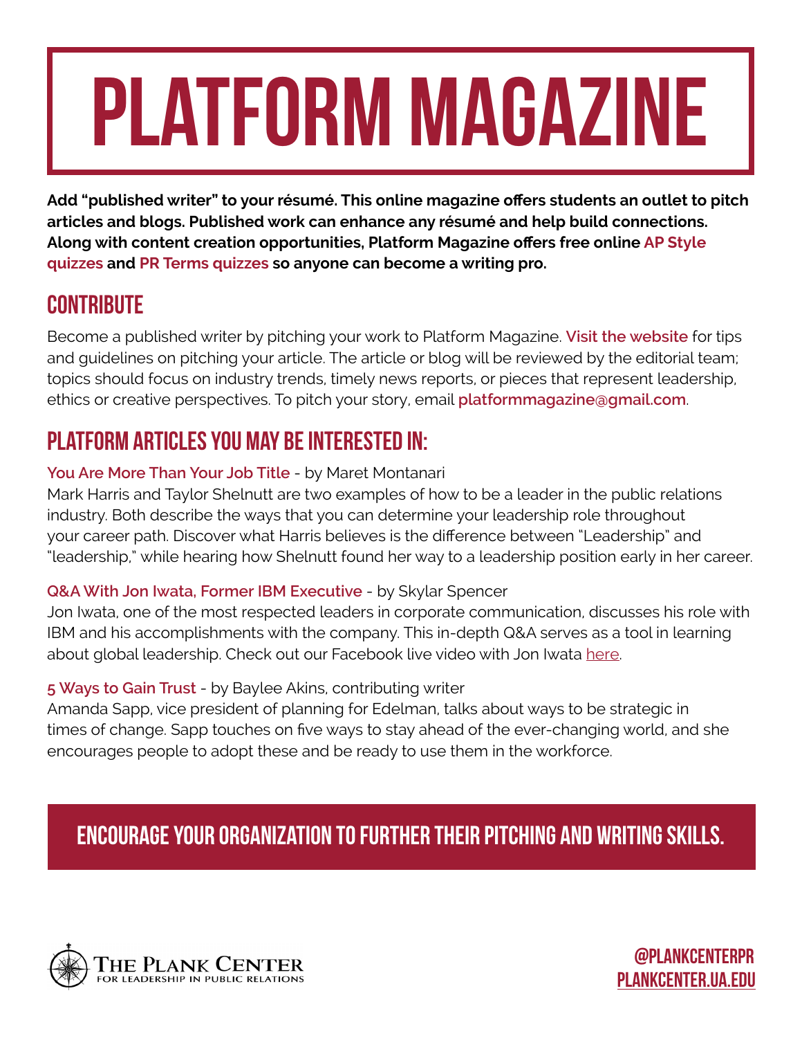# PLATFORM MAGAZINE

**Add "published writer" to your résumé. This online magazine offers students an outlet to pitch articles and blogs. Published work can enhance any résumé and help build connections. Along with content creation opportunities, Platform Magazine offers free online AP Style quizzes and PR Terms quizzes so anyone can become a writing pro.**

## CONTRIBUTE

Become a published writer by pitching your work to Platform Magazine. Visit the website for tips and guidelines on pitching your article. The article or blog will be reviewed by the editorial team; topics should focus on industry trends, timely news reports, or pieces that represent leadership, ethics or creative perspectives. To pitch your story, email platformmagazine@gmail.com.

## PLATFORM ARTICLES YOU MAY BE INTERESTED IN:

**You Are More Than Your Job Title** - by Maret Montanari
Mark Harris and Taylor Shelnutt are two examples of how to be a leader in the public relations industry. Both describe the ways that you can determine your leadership role throughout your career path. Discover what Harris believes is the difference between "Leadership" and "leadership," while hearing how Shelnutt found her way to a leadership position early in her career.

**Q&A With Jon Iwata, Former IBM Executive** - by Skylar Spencer
Jon Iwata, one of the most respected leaders in corporate communication, discusses his role with IBM and his accomplishments with the company. This in-depth Q&A serves as a tool in learning about global leadership. Check out our Facebook live video with Jon Iwata here.

**5 Ways to Gain Trust** - by Baylee Akins, contributing writer
Amanda Sapp, vice president of planning for Edelman, talks about ways to be strategic in times of change. Sapp touches on five ways to stay ahead of the ever-changing world, and she encourages people to adopt these and be ready to use them in the workforce.

**ENCOURAGE YOUR ORGANIZATION TO FURTHER THEIR PITCHING AND WRITING SKILLS.**

THE PLANK CENTER
FOR LEADERSHIP IN PUBLIC RELATIONS

@PLANKCENTERPR
PLANKCENTER.UA.EDU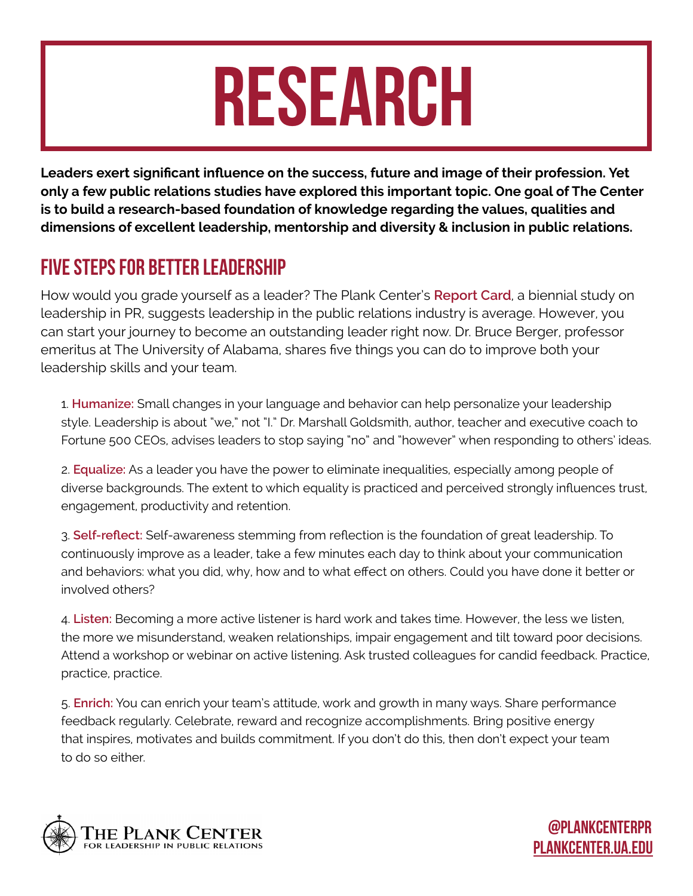# RESEARCH

**Leaders exert significant influence on the success, future and image of their profession. Yet only a few public relations studies have explored this important topic. One goal of The Center is to build a research-based foundation of knowledge regarding the values, qualities and dimensions of excellent leadership, mentorship and diversity & inclusion in public relations.**

## FIVE STEPS FOR BETTER LEADERSHIP

How would you grade yourself as a leader? The Plank Center's **Report Card**, a biennial study on leadership in PR, suggests leadership in the public relations industry is average. However, you can start your journey to become an outstanding leader right now. Dr. Bruce Berger, professor emeritus at The University of Alabama, shares five things you can do to improve both your leadership skills and your team.

1. **Humanize:** Small changes in your language and behavior can help personalize your leadership style. Leadership is about "we," not "I." Dr. Marshall Goldsmith, author, teacher and executive coach to Fortune 500 CEOs, advises leaders to stop saying "no" and "however" when responding to others' ideas.

2. **Equalize:** As a leader you have the power to eliminate inequalities, especially among people of diverse backgrounds. The extent to which equality is practiced and perceived strongly influences trust, engagement, productivity and retention.

3. **Self-reflect:** Self-awareness stemming from reflection is the foundation of great leadership. To continuously improve as a leader, take a few minutes each day to think about your communication and behaviors: what you did, why, how and to what effect on others. Could you have done it better or involved others?

4. **Listen:** Becoming a more active listener is hard work and takes time. However, the less we listen, the more we misunderstand, weaken relationships, impair engagement and tilt toward poor decisions. Attend a workshop or webinar on active listening. Ask trusted colleagues for candid feedback. Practice, practice, practice.

5. **Enrich:** You can enrich your team's attitude, work and growth in many ways. Share performance feedback regularly. Celebrate, reward and recognize accomplishments. Bring positive energy that inspires, motivates and builds commitment. If you don't do this, then don't expect your team to do so either.

The Plank Center for Leadership in Public Relations

@PLANKCENTERPR
PLANKCENTER.UA.EDU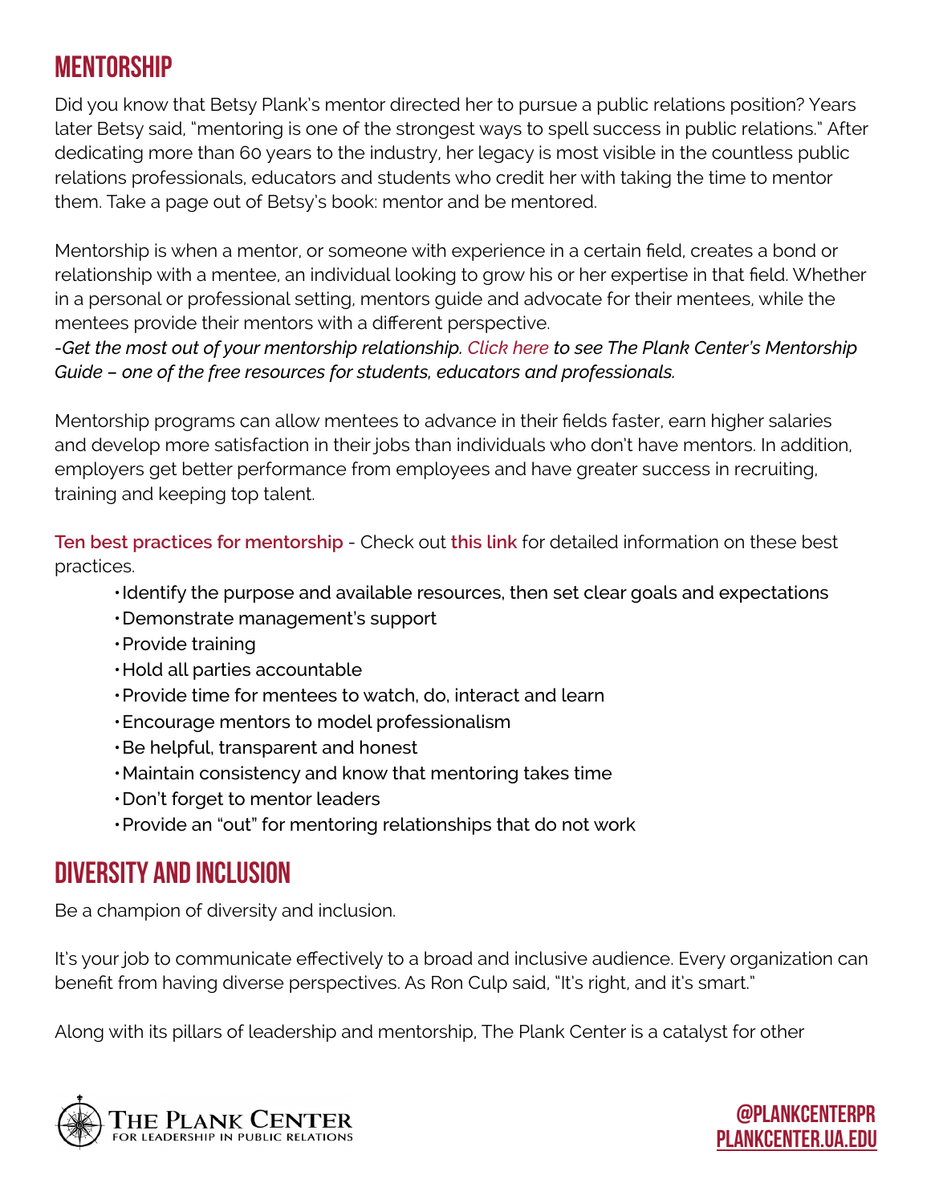## MENTORSHIP

Did you know that Betsy Plank's mentor directed her to pursue a public relations position? Years later Betsy said, "mentoring is one of the strongest ways to spell success in public relations." After dedicating more than 60 years to the industry, her legacy is most visible in the countless public relations professionals, educators and students who credit her with taking the time to mentor them. Take a page out of Betsy's book: mentor and be mentored.

Mentorship is when a mentor, or someone with experience in a certain field, creates a bond or relationship with a mentee, an individual looking to grow his or her expertise in that field. Whether in a personal or professional setting, mentors guide and advocate for their mentees, while the mentees provide their mentors with a different perspective.

*-Get the most out of your mentorship relationship. Click here to see The Plank Center's Mentorship Guide – one of the free resources for students, educators and professionals.*

Mentorship programs can allow mentees to advance in their fields faster, earn higher salaries and develop more satisfaction in their jobs than individuals who don't have mentors. In addition, employers get better performance from employees and have greater success in recruiting, training and keeping top talent.

**Ten best practices for mentorship** - Check out **this link** for detailed information on these best practices.

- Identify the purpose and available resources, then set clear goals and expectations
- Demonstrate management's support
- Provide training
- Hold all parties accountable
- Provide time for mentees to watch, do, interact and learn
- Encourage mentors to model professionalism
- Be helpful, transparent and honest
- Maintain consistency and know that mentoring takes time
- Don't forget to mentor leaders
- Provide an "out" for mentoring relationships that do not work

## DIVERSITY AND INCLUSION

Be a champion of diversity and inclusion.

It's your job to communicate effectively to a broad and inclusive audience. Every organization can benefit from having diverse perspectives. As Ron Culp said, "It's right, and it's smart."

Along with its pillars of leadership and mentorship, The Plank Center is a catalyst for other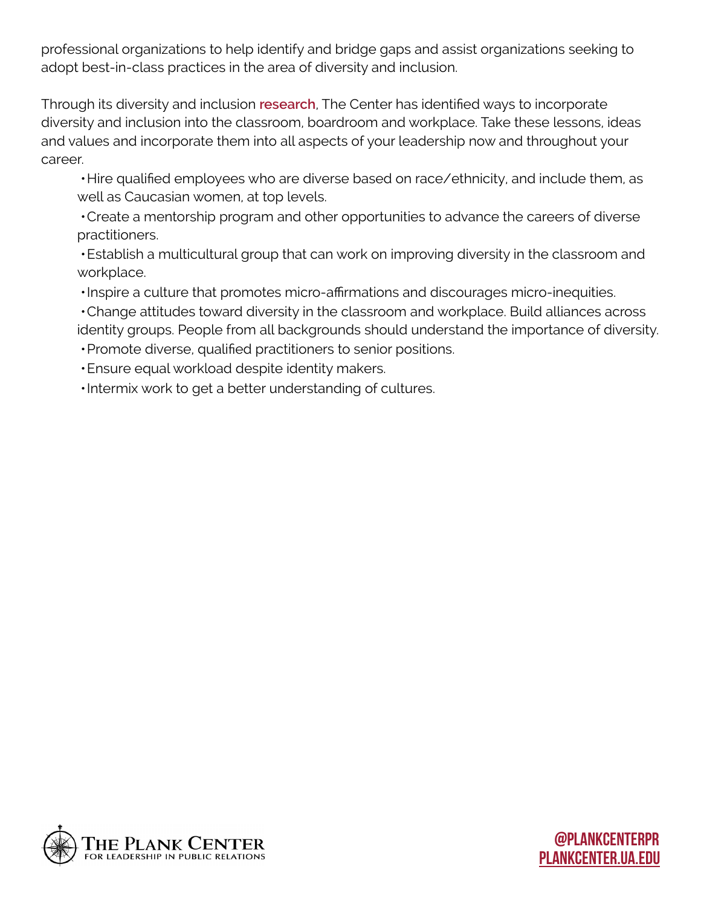professional organizations to help identify and bridge gaps and assist organizations seeking to adopt best-in-class practices in the area of diversity and inclusion.

Through its diversity and inclusion **research**, The Center has identified ways to incorporate diversity and inclusion into the classroom, boardroom and workplace. Take these lessons, ideas and values and incorporate them into all aspects of your leadership now and throughout your career.

- Hire qualified employees who are diverse based on race/ethnicity, and include them, as well as Caucasian women, at top levels.
- Create a mentorship program and other opportunities to advance the careers of diverse practitioners.
- Establish a multicultural group that can work on improving diversity in the classroom and workplace.
- Inspire a culture that promotes micro-affirmations and discourages micro-inequities.
- Change attitudes toward diversity in the classroom and workplace. Build alliances across identity groups. People from all backgrounds should understand the importance of diversity.
- Promote diverse, qualified practitioners to senior positions.
- Ensure equal workload despite identity makers.
- Intermix work to get a better understanding of cultures.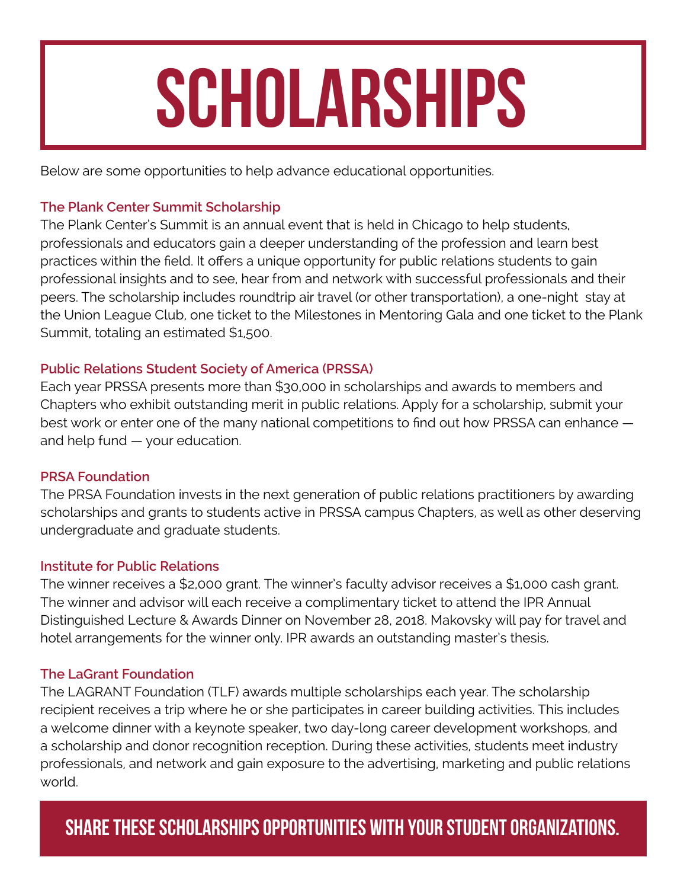# SCHOLARSHIPS

Below are some opportunities to help advance educational opportunities.

### The Plank Center Summit Scholarship

The Plank Center's Summit is an annual event that is held in Chicago to help students, professionals and educators gain a deeper understanding of the profession and learn best practices within the field. It offers a unique opportunity for public relations students to gain professional insights and to see, hear from and network with successful professionals and their peers. The scholarship includes roundtrip air travel (or other transportation), a one-night stay at the Union League Club, one ticket to the Milestones in Mentoring Gala and one ticket to the Plank Summit, totaling an estimated $1,500.

### Public Relations Student Society of America (PRSSA)

Each year PRSSA presents more than $30,000 in scholarships and awards to members and Chapters who exhibit outstanding merit in public relations. Apply for a scholarship, submit your best work or enter one of the many national competitions to find out how PRSSA can enhance — and help fund — your education.

### PRSA Foundation

The PRSA Foundation invests in the next generation of public relations practitioners by awarding scholarships and grants to students active in PRSSA campus Chapters, as well as other deserving undergraduate and graduate students.

### Institute for Public Relations

The winner receives a $2,000 grant. The winner's faculty advisor receives a $1,000 cash grant. The winner and advisor will each receive a complimentary ticket to attend the IPR Annual Distinguished Lecture & Awards Dinner on November 28, 2018. Makovsky will pay for travel and hotel arrangements for the winner only. IPR awards an outstanding master's thesis.

### The LaGrant Foundation

The LAGRANT Foundation (TLF) awards multiple scholarships each year. The scholarship recipient receives a trip where he or she participates in career building activities. This includes a welcome dinner with a keynote speaker, two day-long career development workshops, and a scholarship and donor recognition reception. During these activities, students meet industry professionals, and network and gain exposure to the advertising, marketing and public relations world.

**SHARE THESE SCHOLARSHIPS OPPORTUNITIES WITH YOUR STUDENT ORGANIZATIONS.**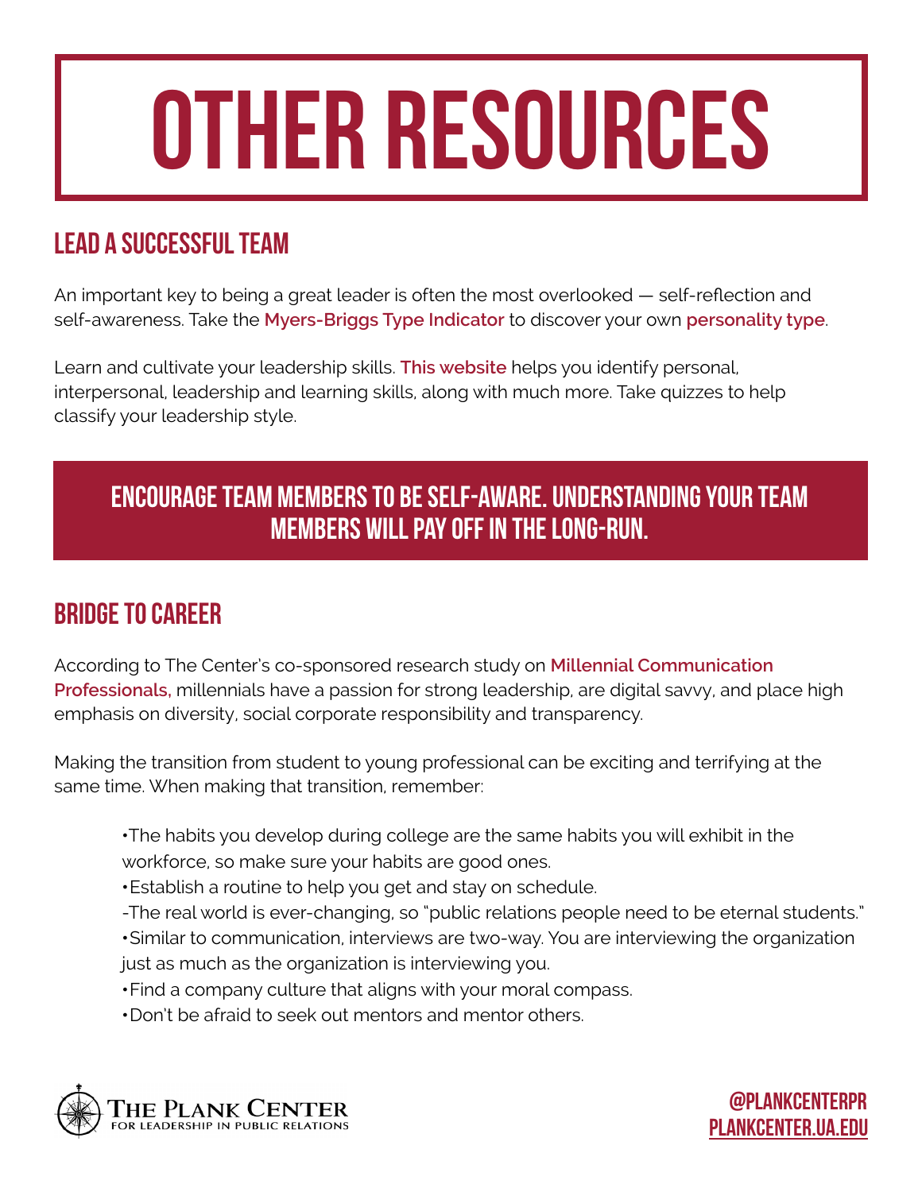# OTHER RESOURCES

## LEAD A SUCCESSFUL TEAM

An important key to being a great leader is often the most overlooked — self-reflection and self-awareness. Take the **Myers-Briggs Type Indicator** to discover your own **personality type**.

Learn and cultivate your leadership skills. **This website** helps you identify personal, interpersonal, leadership and learning skills, along with much more. Take quizzes to help classify your leadership style.

**ENCOURAGE TEAM MEMBERS TO BE SELF-AWARE. UNDERSTANDING YOUR TEAM MEMBERS WILL PAY OFF IN THE LONG-RUN.**

## BRIDGE TO CAREER

According to The Center's co-sponsored research study on **Millennial Communication Professionals,** millennials have a passion for strong leadership, are digital savvy, and place high emphasis on diversity, social corporate responsibility and transparency.

Making the transition from student to young professional can be exciting and terrifying at the same time. When making that transition, remember:

- The habits you develop during college are the same habits you will exhibit in the workforce, so make sure your habits are good ones.
- Establish a routine to help you get and stay on schedule.
- The real world is ever-changing, so "public relations people need to be eternal students."
- Similar to communication, interviews are two-way. You are interviewing the organization just as much as the organization is interviewing you.
- Find a company culture that aligns with your moral compass.
- Don't be afraid to seek out mentors and mentor others.

THE PLANK CENTER FOR LEADERSHIP IN PUBLIC RELATIONS

@PLANKCENTERPR
PLANKCENTER.UA.EDU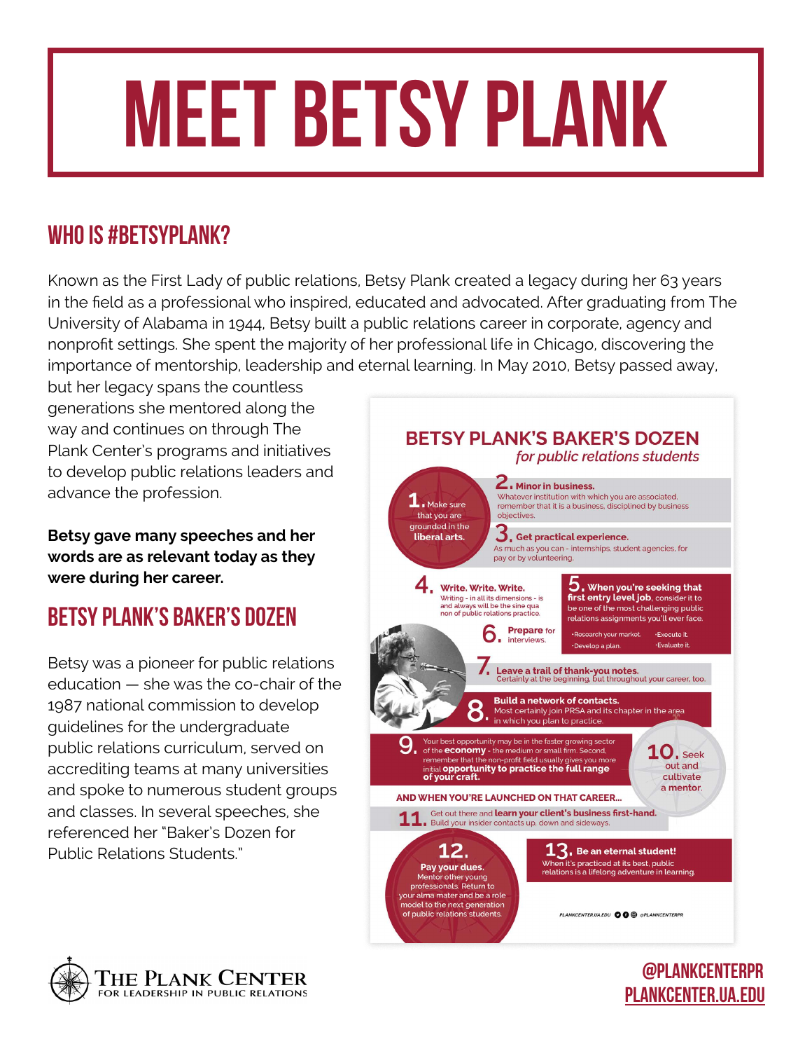# MEET BETSY PLANK

## WHO IS #BETSYPLANK?

Known as the First Lady of public relations, Betsy Plank created a legacy during her 63 years in the field as a professional who inspired, educated and advocated. After graduating from The University of Alabama in 1944, Betsy built a public relations career in corporate, agency and nonprofit settings. She spent the majority of her professional life in Chicago, discovering the importance of mentorship, leadership and eternal learning. In May 2010, Betsy passed away, but her legacy spans the countless generations she mentored along the way and continues on through The Plank Center's programs and initiatives to develop public relations leaders and advance the profession.

**Betsy gave many speeches and her words are as relevant today as they were during her career.**

## BETSY PLANK'S BAKER'S DOZEN

Betsy was a pioneer for public relations education — she was the co-chair of the 1987 national commission to develop guidelines for the undergraduate public relations curriculum, served on accrediting teams at many universities and spoke to numerous student groups and classes. In several speeches, she referenced her "Baker's Dozen for Public Relations Students."

### BETSY PLANK'S BAKER'S DOZEN

*for public relations students*

1. Make sure that you are grounded in the **liberal arts.**
2. **Minor in business.** Whatever institution with which you are associated, remember that it is a business, disciplined by business objectives.
3. **Get practical experience.** As much as you can - internships, student agencies, for pay or by volunteering.
4. **Write. Write. Write.** Writing - in all its dimensions - is and always will be the sine qua non of public relations practice.
5. **When you're seeking that first entry level job**, consider it to be one of the most challenging public relations assignments you'll ever face.
   - Research your market.
   - Develop a plan.
   - Execute it.
   - Evaluate it.
6. **Prepare** for interviews.
7. **Leave a trail of thank-you notes.** Certainly at the beginning, but throughout your career, too.
8. **Build a network of contacts.** Most certainly join PRSA and its chapter in the area in which you plan to practice.
9. Your best opportunity may be in the faster growing sector of the **economy** - the medium or small firm. Second, remember that the non-profit field usually gives you more initial **opportunity to practice the full range of your craft.**
10. Seek out and cultivate a mentor.

**AND WHEN YOU'RE LAUNCHED ON THAT CAREER...**

11. Get out there and **learn your client's business first-hand.** Build your insider contacts up, down and sideways.
12. **Pay your dues.** Mentor other young professionals. Return to your alma mater and be a role model to the next generation of public relations students.
13. **Be an eternal student!** When it's practiced at its best, public relations is a lifelong adventure in learning.

PLANKCENTER.UA.EDU @PLANKCENTERPR

THE PLANK CENTER FOR LEADERSHIP IN PUBLIC RELATIONS

@PLANKCENTERPR
PLANKCENTER.UA.EDU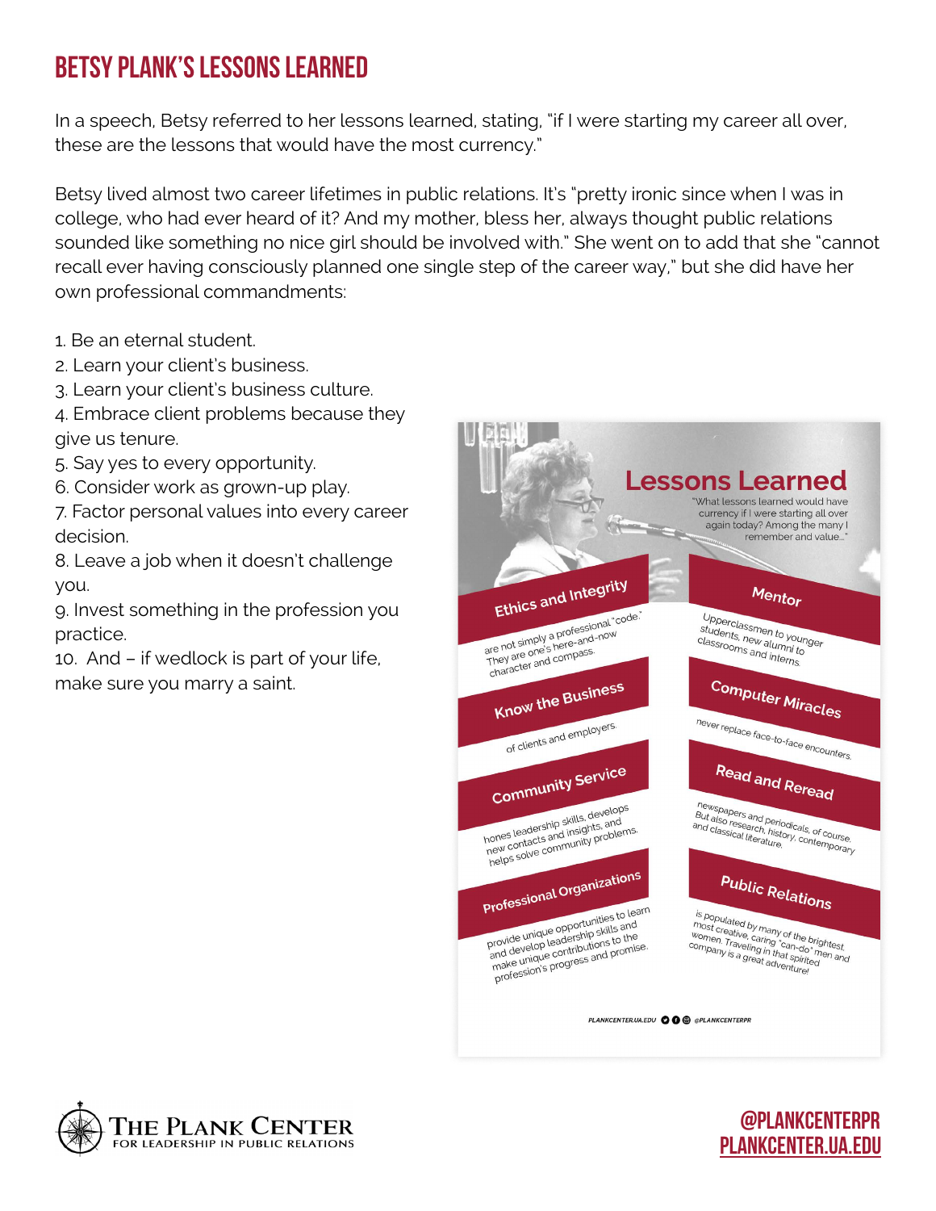# BETSY PLANK'S LESSONS LEARNED

In a speech, Betsy referred to her lessons learned, stating, "if I were starting my career all over, these are the lessons that would have the most currency."

Betsy lived almost two career lifetimes in public relations. It's "pretty ironic since when I was in college, who had ever heard of it? And my mother, bless her, always thought public relations sounded like something no nice girl should be involved with." She went on to add that she "cannot recall ever having consciously planned one single step of the career way," but she did have her own professional commandments:

1. Be an eternal student.
2. Learn your client's business.
3. Learn your client's business culture.
4. Embrace client problems because they give us tenure.
5. Say yes to every opportunity.
6. Consider work as grown-up play.
7. Factor personal values into every career decision.
8. Leave a job when it doesn't challenge you.
9. Invest something in the profession you practice.
10. And – if wedlock is part of your life, make sure you marry a saint.

## Lessons Learned

"What lessons learned would have currency if I were starting all over again today? Among the many I remember and value..."

**Ethics and Integrity** are not simply a professional "code." They are one's here-and-now character and compass.

**Know the Business** of clients and employers.

**Community Service** hones leadership skills, develops new contacts and insights, and helps solve community problems.

**Professional Organizations** provide unique opportunities to learn and develop leadership skills and make unique contributions to the profession's progress and promise.

**Mentor** Upperclassmen to younger students, new alumni to classrooms and interns.

**Computer Miracles** never replace face-to-face encounters.

**Read and Reread** newspapers and periodicals, of course. But also research, history, contemporary and classical literature.

**Public Relations** is populated by many of the brightest, most creative, caring "can-do" men and women. Traveling in that spirited company is a great adventure!

PLANKCENTER.UA.EDU @PLANKCENTERPR

THE PLANK CENTER FOR LEADERSHIP IN PUBLIC RELATIONS

@PLANKCENTERPR
PLANKCENTER.UA.EDU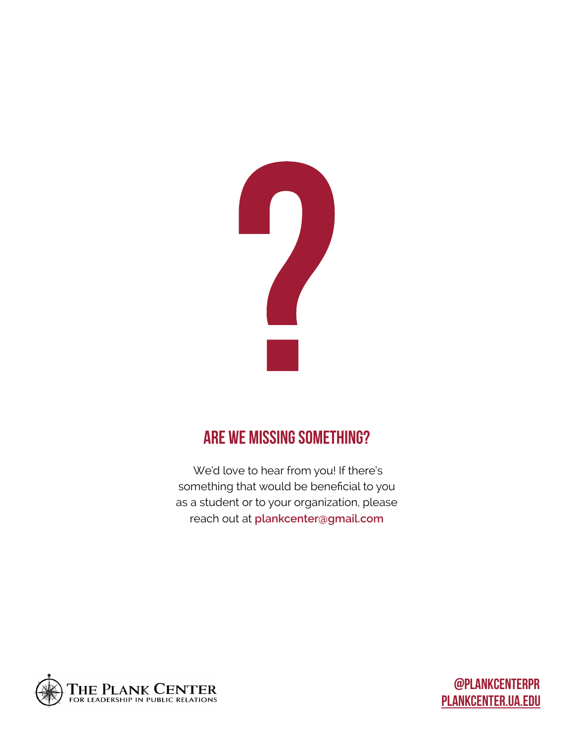## ARE WE MISSING SOMETHING?

We'd love to hear from you! If there's something that would be beneficial to you as a student or to your organization, please reach out at **plankcenter@gmail.com**

THE PLANK CENTER
FOR LEADERSHIP IN PUBLIC RELATIONS

**@PLANKCENTERPR**
**PLANKCENTER.UA.EDU**